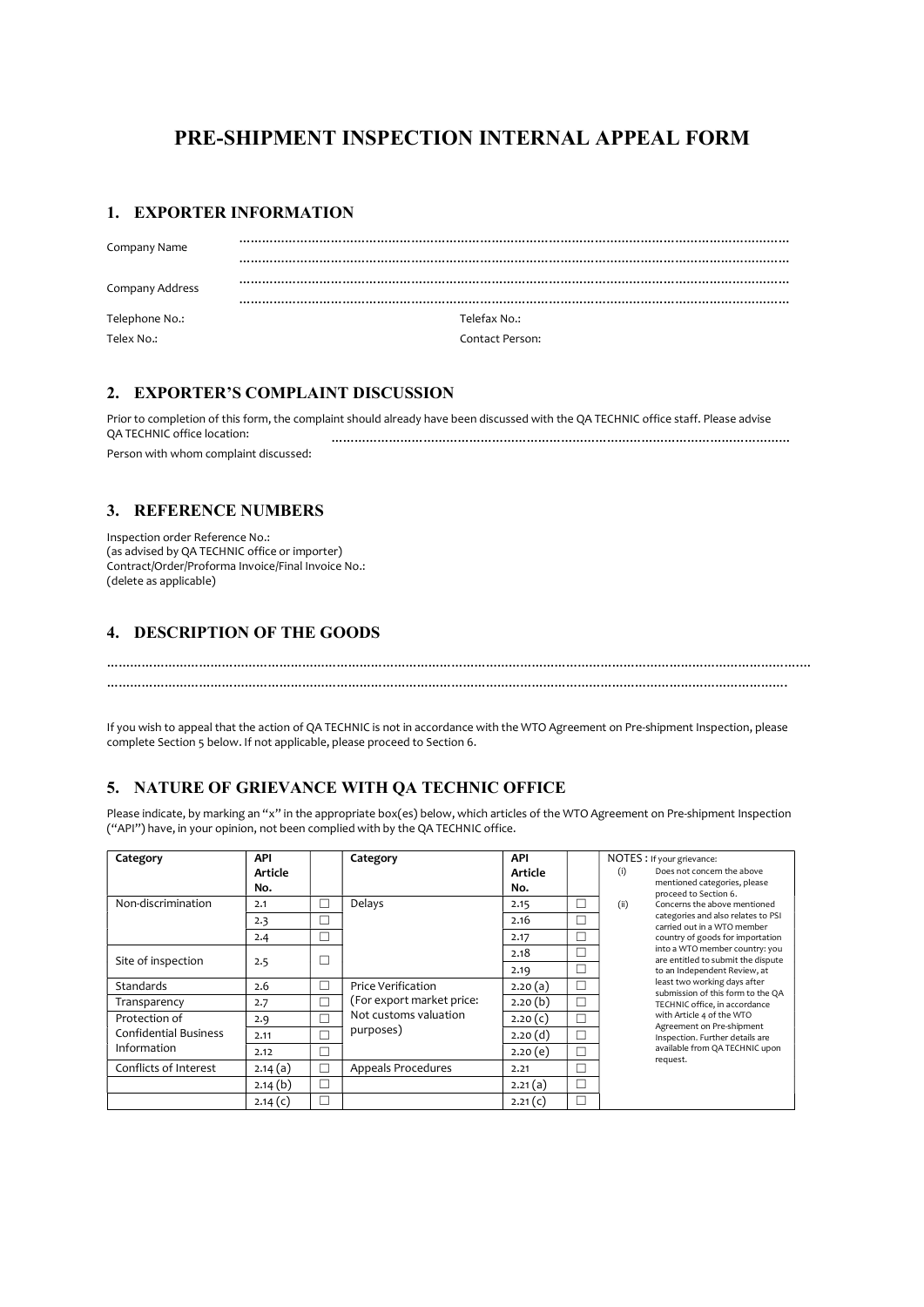# PRE-SHIPMENT INSPECTION INTERNAL APPEAL FORM

## 1. EXPORTER INFORMATION

Company Name ……………………………………………………………………………………………………………
……………………………………………………………………………………………………………

Company Address ……………………………………………………………………………………………………………
……………………………………………………………………………………………………………

Telephone No.: Telefax No.:

Telex No.: Contact Person:

## 2. EXPORTER'S COMPLAINT DISCUSSION

Prior to completion of this form, the complaint should already have been discussed with the QA TECHNIC office staff. Please advise QA TECHNIC office location: ……………………………………………………………………………………………………

Person with whom complaint discussed:

## 3. REFERENCE NUMBERS

Inspection order Reference No.:
(as advised by QA TECHNIC office or importer)
Contract/Order/Proforma Invoice/Final Invoice No.:
(delete as applicable)

## 4. DESCRIPTION OF THE GOODS

……………………………………………………………………………………………………………………………………………
……………………………………………………………………………………………………………………………………………

If you wish to appeal that the action of QA TECHNIC is not in accordance with the WTO Agreement on Pre-shipment Inspection, please complete Section 5 below. If not applicable, please proceed to Section 6.

## 5. NATURE OF GRIEVANCE WITH QA TECHNIC OFFICE

Please indicate, by marking an "x" in the appropriate box(es) below, which articles of the WTO Agreement on Pre-shipment Inspection ("API") have, in your opinion, not been complied with by the QA TECHNIC office.

| Category | API Article No. | | Category | API Article No. | |
|---|---|---|---|---|---|
| Non-discrimination | 2.1 | ☐ | Delays | 2.15 | ☐ |
| | 2.3 | ☐ | | 2.16 | ☐ |
| | 2.4 | ☐ | | 2.17 | ☐ |
| Site of inspection | 2.5 | ☐ | | 2.18 | ☐ |
| | | | | 2.19 | ☐ |
| Standards | 2.6 | ☐ | Price Verification (For export market price: Not customs valuation purposes) | 2.20 (a) | ☐ |
| Transparency | 2.7 | ☐ | | 2.20 (b) | ☐ |
| Protection of Confidential Business Information | 2.9 | ☐ | | 2.20 (c) | ☐ |
| | 2.11 | ☐ | | 2.20 (d) | ☐ |
| | 2.12 | ☐ | | 2.20 (e) | ☐ |
| Conflicts of Interest | 2.14 (a) | ☐ | Appeals Procedures | 2.21 | ☐ |
| | 2.14 (b) | ☐ | | 2.21 (a) | ☐ |
| | 2.14 (c) | ☐ | | 2.21 (c) | ☐ |

NOTES : If your grievance:

(i) Does not concern the above mentioned categories, please proceed to Section 6.

(ii) Concerns the above mentioned categories and also relates to PSI carried out in a WTO member country of goods for importation into a WTO member country: you are entitled to submit the dispute to an Independent Review, at least two working days after submission of this form to the QA TECHNIC office, in accordance with Article 4 of the WTO Agreement on Pre-shipment Inspection. Further details are available from QA TECHNIC upon request.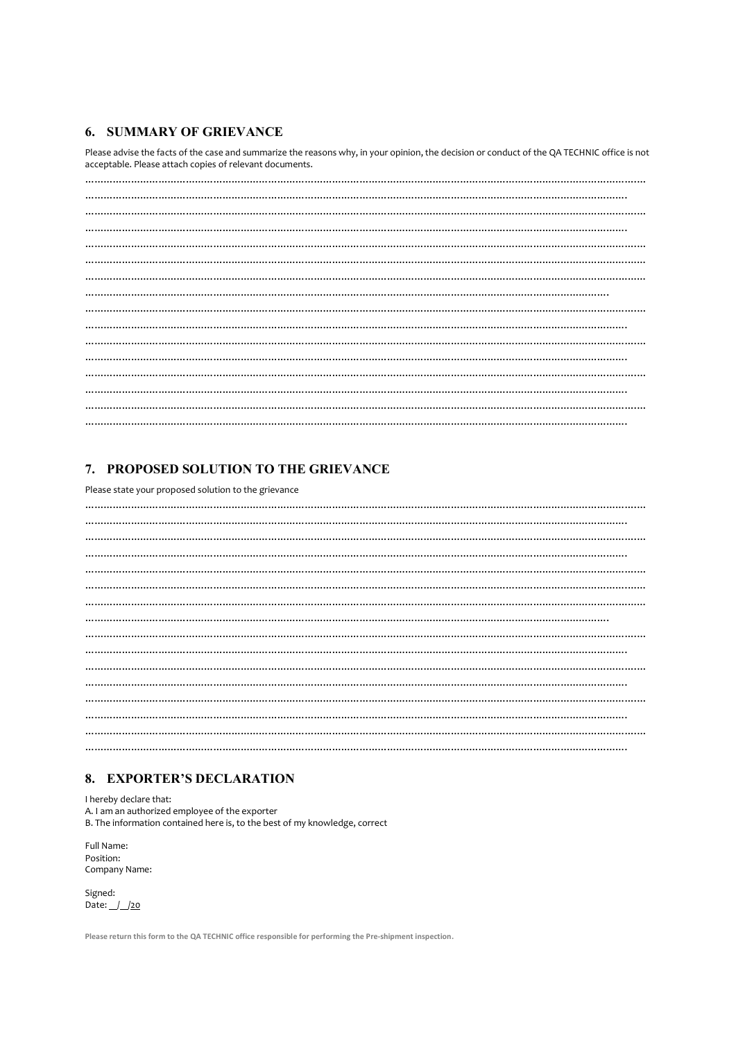## 6. SUMMARY OF GRIEVANCE

Please advise the facts of the case and summarize the reasons why, in your opinion, the decision or conduct of the QA TECHNIC office is not acceptable. Please attach copies of relevant documents.

................................................................................................................................................................................................
................................................................................................................................................................................................
................................................................................................................................................................................................
................................................................................................................................................................................................
................................................................................................................................................................................................
................................................................................................................................................................................................
................................................................................................................................................................................................
................................................................................................................................................................................................
................................................................................................................................................................................................
................................................................................................................................................................................................
................................................................................................................................................................................................
................................................................................................................................................................................................
................................................................................................................................................................................................
................................................................................................................................................................................................
................................................................................................................................................................................................
................................................................................................................................................................................................

## 7. PROPOSED SOLUTION TO THE GRIEVANCE

Please state your proposed solution to the grievance

................................................................................................................................................................................................
................................................................................................................................................................................................
................................................................................................................................................................................................
................................................................................................................................................................................................
................................................................................................................................................................................................
................................................................................................................................................................................................
................................................................................................................................................................................................
................................................................................................................................................................................................
................................................................................................................................................................................................
................................................................................................................................................................................................
................................................................................................................................................................................................
................................................................................................................................................................................................
................................................................................................................................................................................................
................................................................................................................................................................................................
................................................................................................................................................................................................
................................................................................................................................................................................................

## 8. EXPORTER'S DECLARATION

I hereby declare that:
A. I am an authorized employee of the exporter
B. The information contained here is, to the best of my knowledge, correct

Full Name:
Position:
Company Name:

Signed:
Date: __/__/20

Please return this form to the QA TECHNIC office responsible for performing the Pre-shipment inspection.